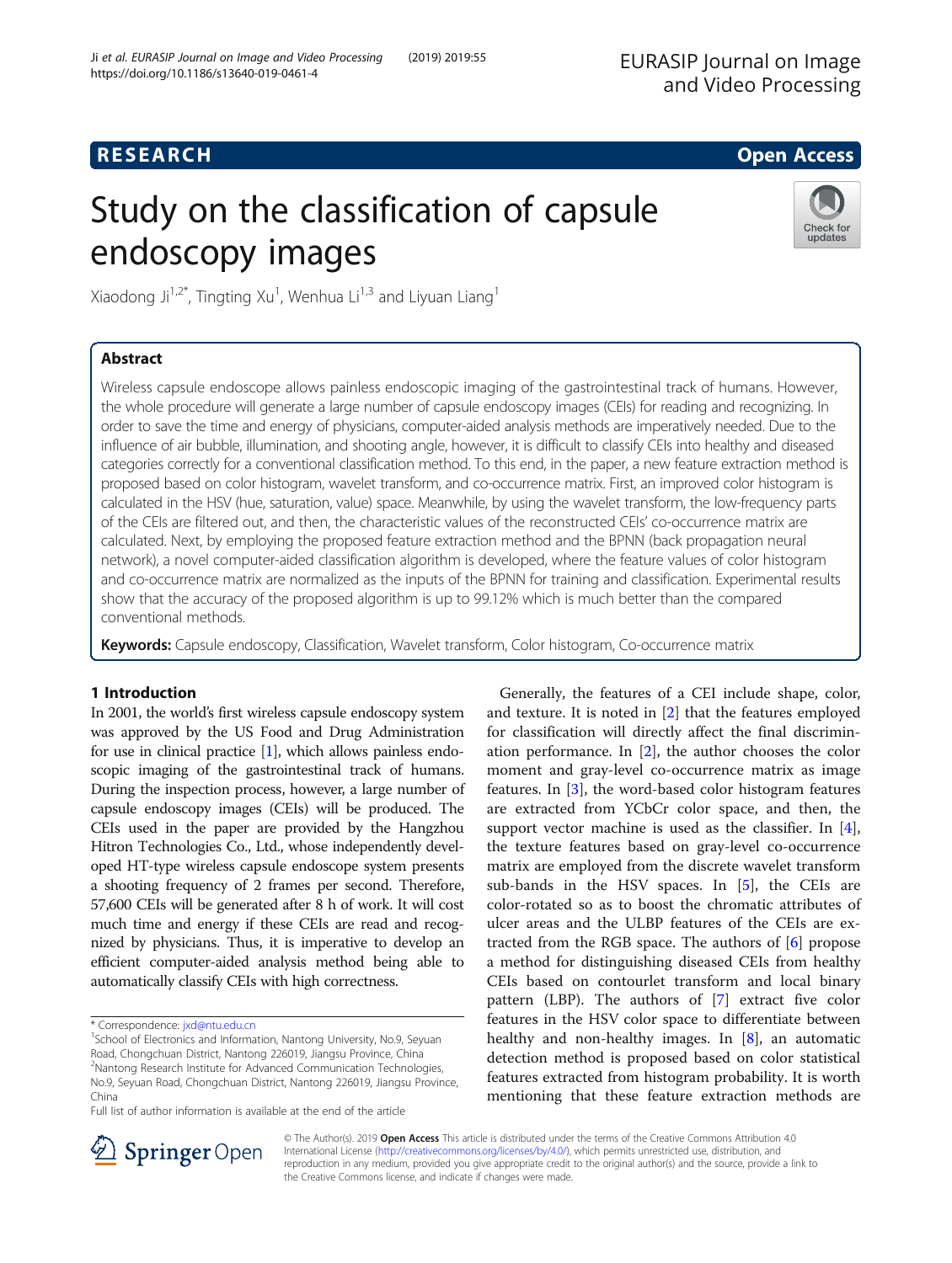RESEARCH Open Access

# Study on the classification of capsule endoscopy images

Xiaodong Ji[1,2*], Tingting Xu[1], Wenhua Li[1,3] and Liyuan Liang[1]

## Abstract

Wireless capsule endoscope allows painless endoscopic imaging of the gastrointestinal track of humans. However, the whole procedure will generate a large number of capsule endoscopy images (CEIs) for reading and recognizing. In order to save the time and energy of physicians, computer-aided analysis methods are imperatively needed. Due to the influence of air bubble, illumination, and shooting angle, however, it is difficult to classify CEIs into healthy and diseased categories correctly for a conventional classification method. To this end, in the paper, a new feature extraction method is proposed based on color histogram, wavelet transform, and co-occurrence matrix. First, an improved color histogram is calculated in the HSV (hue, saturation, value) space. Meanwhile, by using the wavelet transform, the low-frequency parts of the CEIs are filtered out, and then, the characteristic values of the reconstructed CEIs' co-occurrence matrix are calculated. Next, by employing the proposed feature extraction method and the BPNN (back propagation neural network), a novel computer-aided classification algorithm is developed, where the feature values of color histogram and co-occurrence matrix are normalized as the inputs of the BPNN for training and classification. Experimental results show that the accuracy of the proposed algorithm is up to 99.12% which is much better than the compared conventional methods.

**Keywords:** Capsule endoscopy, Classification, Wavelet transform, Color histogram, Co-occurrence matrix

## 1 Introduction

In 2001, the world's first wireless capsule endoscopy system was approved by the US Food and Drug Administration for use in clinical practice [1], which allows painless endoscopic imaging of the gastrointestinal track of humans. During the inspection process, however, a large number of capsule endoscopy images (CEIs) will be produced. The CEIs used in the paper are provided by the Hangzhou Hitron Technologies Co., Ltd., whose independently developed HT-type wireless capsule endoscope system presents a shooting frequency of 2 frames per second. Therefore, 57,600 CEIs will be generated after 8 h of work. It will cost much time and energy if these CEIs are read and recognized by physicians. Thus, it is imperative to develop an efficient computer-aided analysis method being able to automatically classify CEIs with high correctness.

Generally, the features of a CEI include shape, color, and texture. It is noted in [2] that the features employed for classification will directly affect the final discrimination performance. In [2], the author chooses the color moment and gray-level co-occurrence matrix as image features. In [3], the word-based color histogram features are extracted from YCbCr color space, and then, the support vector machine is used as the classifier. In [4], the texture features based on gray-level co-occurrence matrix are employed from the discrete wavelet transform sub-bands in the HSV spaces. In [5], the CEIs are color-rotated so as to boost the chromatic attributes of ulcer areas and the ULBP features of the CEIs are extracted from the RGB space. The authors of [6] propose a method for distinguishing diseased CEIs from healthy CEIs based on contourlet transform and local binary pattern (LBP). The authors of [7] extract five color features in the HSV color space to differentiate between healthy and non-healthy images. In [8], an automatic detection method is proposed based on color statistical features extracted from histogram probability. It is worth mentioning that these feature extraction methods are

---

* Correspondence: jxd@ntu.edu.cn
[1]School of Electronics and Information, Nantong University, No.9, Seyuan Road, Chongchuan District, Nantong 226019, Jiangsu Province, China
[2]Nantong Research Institute for Advanced Communication Technologies, No.9, Seyuan Road, Chongchuan District, Nantong 226019, Jiangsu Province, China
Full list of author information is available at the end of the article

© The Author(s). 2019 **Open Access** This article is distributed under the terms of the Creative Commons Attribution 4.0 International License (http://creativecommons.org/licenses/by/4.0/), which permits unrestricted use, distribution, and reproduction in any medium, provided you give appropriate credit to the original author(s) and the source, provide a link to the Creative Commons license, and indicate if changes were made.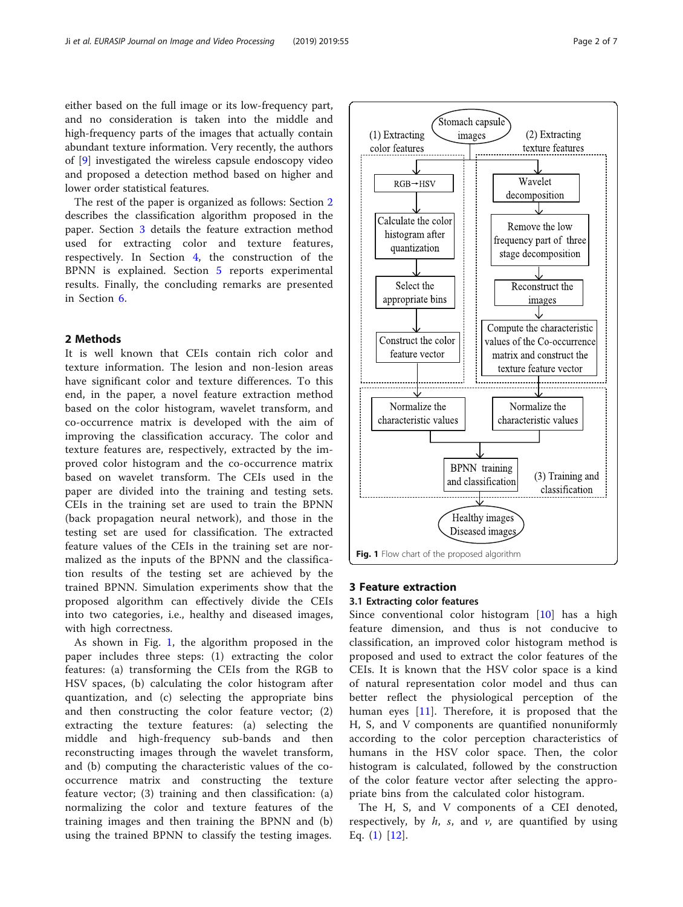either based on the full image or its low-frequency part, and no consideration is taken into the middle and high-frequency parts of the images that actually contain abundant texture information. Very recently, the authors of [9] investigated the wireless capsule endoscopy video and proposed a detection method based on higher and lower order statistical features.

The rest of the paper is organized as follows: Section 2 describes the classification algorithm proposed in the paper. Section 3 details the feature extraction method used for extracting color and texture features, respectively. In Section 4, the construction of the BPNN is explained. Section 5 reports experimental results. Finally, the concluding remarks are presented in Section 6.

## 2 Methods

It is well known that CEIs contain rich color and texture information. The lesion and non-lesion areas have significant color and texture differences. To this end, in the paper, a novel feature extraction method based on the color histogram, wavelet transform, and co-occurrence matrix is developed with the aim of improving the classification accuracy. The color and texture features are, respectively, extracted by the improved color histogram and the co-occurrence matrix based on wavelet transform. The CEIs used in the paper are divided into the training and testing sets. CEIs in the training set are used to train the BPNN (back propagation neural network), and those in the testing set are used for classification. The extracted feature values of the CEIs in the training set are normalized as the inputs of the BPNN and the classification results of the testing set are achieved by the trained BPNN. Simulation experiments show that the proposed algorithm can effectively divide the CEIs into two categories, i.e., healthy and diseased images, with high correctness.

As shown in Fig. 1, the algorithm proposed in the paper includes three steps: (1) extracting the color features: (a) transforming the CEIs from the RGB to HSV spaces, (b) calculating the color histogram after quantization, and (c) selecting the appropriate bins and then constructing the color feature vector; (2) extracting the texture features: (a) selecting the middle and high-frequency sub-bands and then reconstructing images through the wavelet transform, and (b) computing the characteristic values of the co-occurrence matrix and constructing the texture feature vector; (3) training and then classification: (a) normalizing the color and texture features of the training images and then training the BPNN and (b) using the trained BPNN to classify the testing images.

**Fig. 1** Flow chart of the proposed algorithm

## 3 Feature extraction

### 3.1 Extracting color features

Since conventional color histogram [10] has a high feature dimension, and thus is not conducive to classification, an improved color histogram method is proposed and used to extract the color features of the CEIs. It is known that the HSV color space is a kind of natural representation color model and thus can better reflect the physiological perception of the human eyes [11]. Therefore, it is proposed that the H, S, and V components are quantified nonuniformly according to the color perception characteristics of humans in the HSV color space. Then, the color histogram is calculated, followed by the construction of the color feature vector after selecting the appropriate bins from the calculated color histogram.

The H, S, and V components of a CEI denoted, respectively, by $h$, $s$, and $v$, are quantified by using Eq. (1) [12].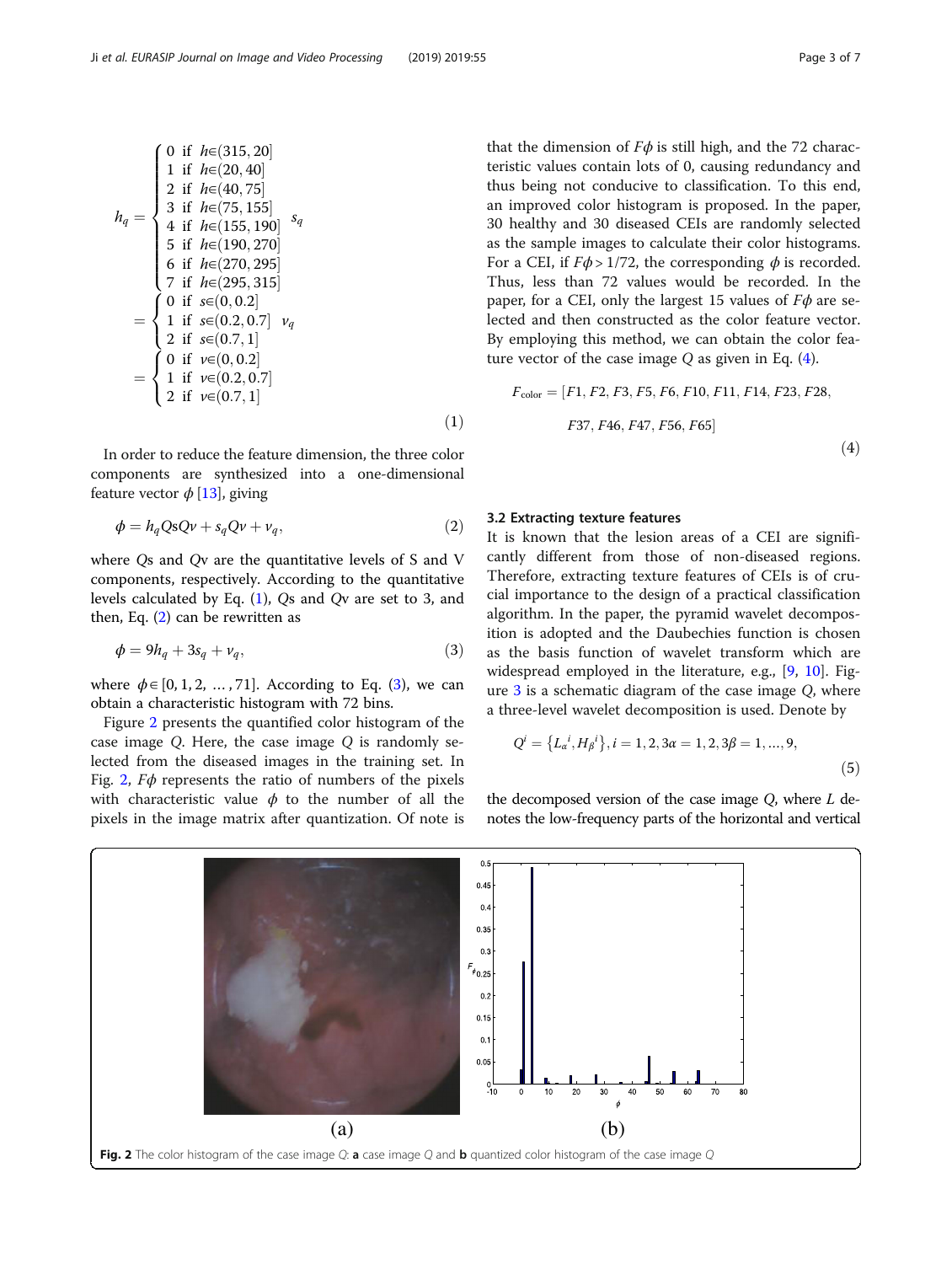$$
h_q = \begin{cases} 0 & \text{if } h \in (315, 20] \\ 1 & \text{if } h \in (20, 40] \\ 2 & \text{if } h \in (40, 75] \\ 3 & \text{if } h \in (75, 155] \\ 4 & \text{if } h \in (155, 190] \\ 5 & \text{if } h \in (190, 270] \\ 6 & \text{if } h \in (270, 295] \\ 7 & \text{if } h \in (295, 315] \end{cases} \quad s_q = \begin{cases} 0 & \text{if } s \in (0, 0.2] \\ 1 & \text{if } s \in (0.2, 0.7] \\ 2 & \text{if } s \in (0.7, 1] \end{cases} \quad v_q = \begin{cases} 0 & \text{if } v \in (0, 0.2] \\ 1 & \text{if } v \in (0.2, 0.7] \\ 2 & \text{if } v \in (0.7, 1] \end{cases} \tag{1}
$$

In order to reduce the feature dimension, the three color components are synthesized into a one-dimensional feature vector $\phi$ [13], giving

$$
\phi = h_q Qs Qv + s_q Qv + v_q, \tag{2}
$$

where $Qs$ and $Qv$ are the quantitative levels of S and V components, respectively. According to the quantitative levels calculated by Eq. (1), $Qs$ and $Qv$ are set to 3, and then, Eq. (2) can be rewritten as

$$
\phi = 9h_q + 3s_q + v_q, \tag{3}
$$

where $\phi \in [0, 1, 2, \ldots, 71]$. According to Eq. (3), we can obtain a characteristic histogram with 72 bins.

Figure 2 presents the quantified color histogram of the case image $Q$. Here, the case image $Q$ is randomly selected from the diseased images in the training set. In Fig. 2, $F\phi$ represents the ratio of numbers of the pixels with characteristic value $\phi$ to the number of all the pixels in the image matrix after quantization. Of note is that the dimension of $F\phi$ is still high, and the 72 characteristic values contain lots of 0, causing redundancy and thus being not conducive to classification. To this end, an improved color histogram is proposed. In the paper, 30 healthy and 30 diseased CEIs are randomly selected as the sample images to calculate their color histograms. For a CEI, if $F\phi > 1/72$, the corresponding $\phi$ is recorded. Thus, less than 72 values would be recorded. In the paper, for a CEI, only the largest 15 values of $F\phi$ are selected and then constructed as the color feature vector. By employing this method, we can obtain the color feature vector of the case image $Q$ as given in Eq. (4).

$$
F_{\text{color}} = [F1, F2, F3, F5, F6, F10, F11, F14, F23, F28, F37, F46, F47, F56, F65] \tag{4}
$$

### 3.2 Extracting texture features

It is known that the lesion areas of a CEI are significantly different from those of non-diseased regions. Therefore, extracting texture features of CEIs is of crucial importance to the design of a practical classification algorithm. In the paper, the pyramid wavelet decomposition is adopted and the Daubechies function is chosen as the basis function of wavelet transform which are widespread employed in the literature, e.g., [9, 10]. Figure 3 is a schematic diagram of the case image $Q$, where a three-level wavelet decomposition is used. Denote by

$$
Q^i = \{L_\alpha{}^i, H_\beta{}^i\}, i = 1, 2, 3 \alpha = 1, 2, 3 \beta = 1, \ldots, 9, \tag{5}
$$

the decomposed version of the case image $Q$, where $L$ denotes the low-frequency parts of the horizontal and vertical

Fig. 2 The color histogram of the case image $Q$: **a** case image $Q$ and **b** quantized color histogram of the case image $Q$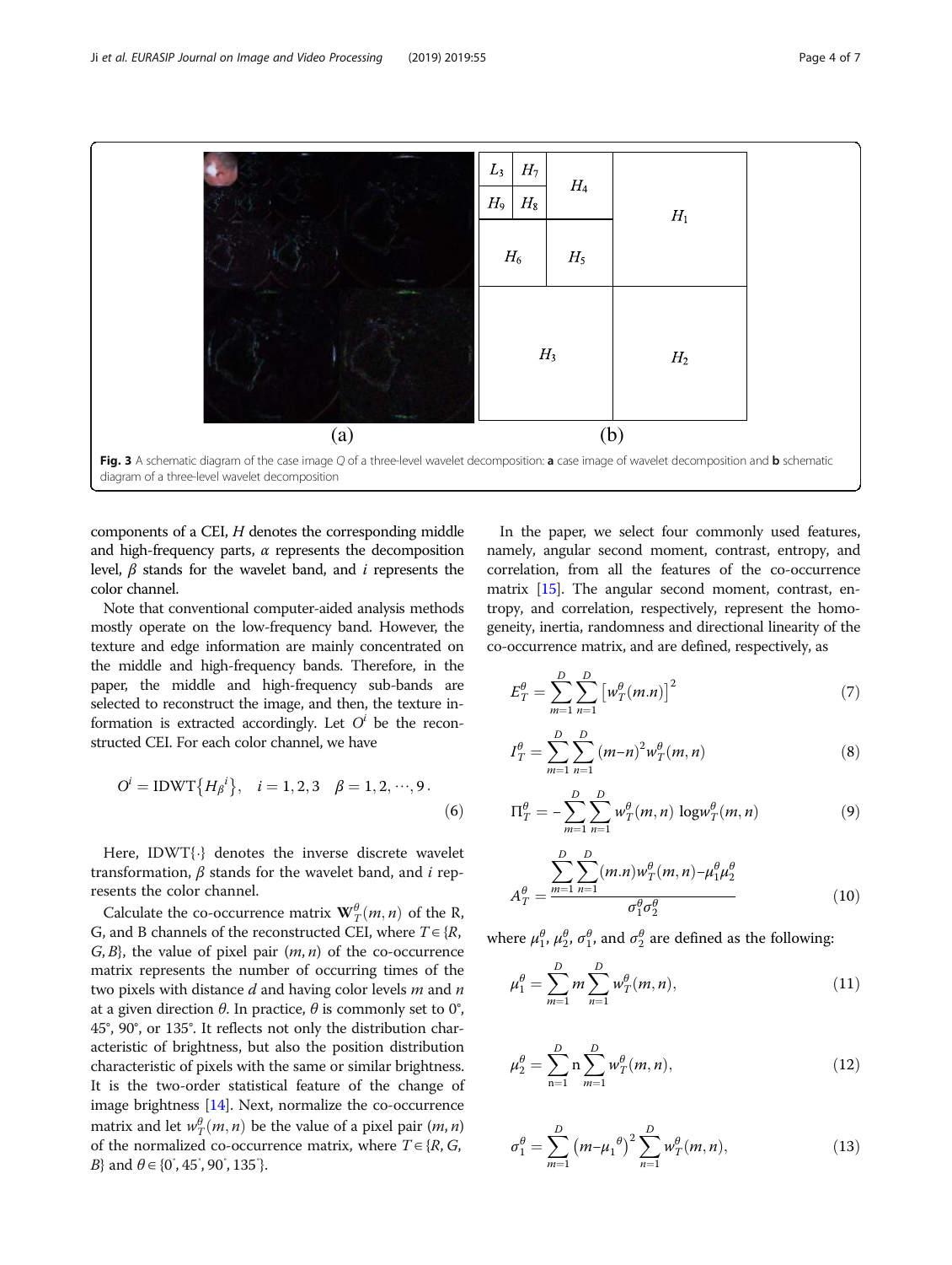Fig. 3 A schematic diagram of the case image *Q* of a three-level wavelet decomposition: **a** case image of wavelet decomposition and **b** schematic diagram of a three-level wavelet decomposition

components of a CEI, $H$ denotes the corresponding middle and high-frequency parts, $\alpha$ represents the decomposition level, $\beta$ stands for the wavelet band, and $i$ represents the color channel.

Note that conventional computer-aided analysis methods mostly operate on the low-frequency band. However, the texture and edge information are mainly concentrated on the middle and high-frequency bands. Therefore, in the paper, the middle and high-frequency sub-bands are selected to reconstruct the image, and then, the texture information is extracted accordingly. Let $O^i$ be the reconstructed CEI. For each color channel, we have

$$O^i = \mathrm{IDWT}\{H_{\beta}{}^{i}\}, \quad i = 1, 2, 3 \quad \beta = 1, 2, \cdots, 9. \tag{6}$$

Here, IDWT{·} denotes the inverse discrete wavelet transformation, $\beta$ stands for the wavelet band, and $i$ represents the color channel.

Calculate the co-occurrence matrix $\mathbf{W}_T^{\theta}(m, n)$ of the R, G, and B channels of the reconstructed CEI, where $T \in \{R, G, B\}$, the value of pixel pair $(m, n)$ of the co-occurrence matrix represents the number of occurring times of the two pixels with distance $d$ and having color levels $m$ and $n$ at a given direction $\theta$. In practice, $\theta$ is commonly set to 0°, 45°, 90°, or 135°. It reflects not only the distribution characteristic of brightness, but also the position distribution characteristic of pixels with the same or similar brightness. It is the two-order statistical feature of the change of image brightness [14]. Next, normalize the co-occurrence matrix and let $w_T^{\theta}(m, n)$ be the value of a pixel pair $(m, n)$ of the normalized co-occurrence matrix, where $T \in \{R, G, B\}$ and $\theta \in \{0^{\circ}, 45^{\circ}, 90^{\circ}, 135^{\circ}\}$.

In the paper, we select four commonly used features, namely, angular second moment, contrast, entropy, and correlation, from all the features of the co-occurrence matrix [15]. The angular second moment, contrast, entropy, and correlation, respectively, represent the homogeneity, inertia, randomness and directional linearity of the co-occurrence matrix, and are defined, respectively, as

$$E_T^{\theta} = \sum_{m=1}^{D}\sum_{n=1}^{D}\left[w_T^{\theta}(m.n)\right]^2 \tag{7}$$

$$I_T^{\theta} = \sum_{m=1}^{D}\sum_{n=1}^{D}(m-n)^2 w_T^{\theta}(m, n) \tag{8}$$

$$\Pi_T^{\theta} = -\sum_{m=1}^{D}\sum_{n=1}^{D} w_T^{\theta}(m, n)\,\log w_T^{\theta}(m, n) \tag{9}$$

$$A_T^{\theta} = \frac{\sum_{m=1}^{D}\sum_{n=1}^{D}(m.n)w_T^{\theta}(m, n) - \mu_1^{\theta}\mu_2^{\theta}}{\sigma_1^{\theta}\sigma_2^{\theta}} \tag{10}$$

where $\mu_1^{\theta}$, $\mu_2^{\theta}$, $\sigma_1^{\theta}$, and $\sigma_2^{\theta}$ are defined as the following:

$$\mu_1^{\theta} = \sum_{m=1}^{D} m \sum_{n=1}^{D} w_T^{\theta}(m, n), \tag{11}$$

$$\mu_2^{\theta} = \sum_{n=1}^{D} n \sum_{m=1}^{D} w_T^{\theta}(m, n), \tag{12}$$

$$\sigma_1^{\theta} = \sum_{m=1}^{D}\left(m-\mu_1{}^{\theta}\right)^2 \sum_{n=1}^{D} w_T^{\theta}(m, n), \tag{13}$$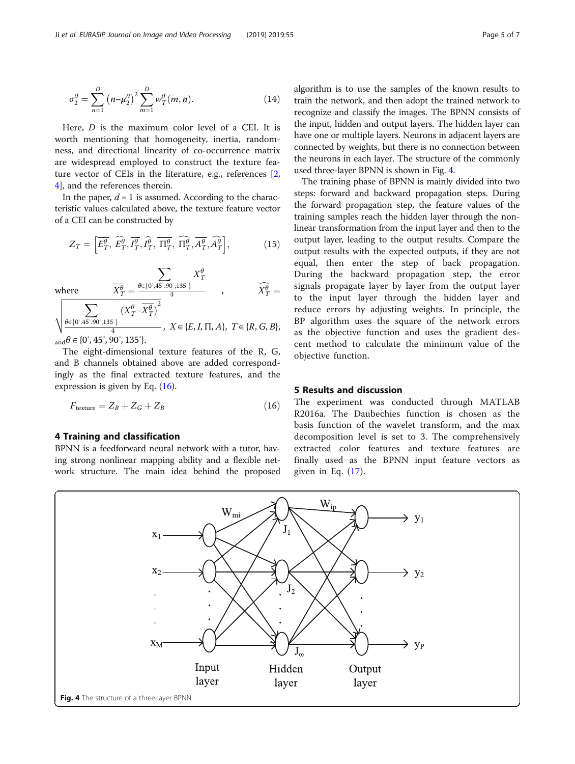$$\sigma_2^\theta = \sum_{n=1}^{D} \left(n-\mu_2^\theta\right)^2 \sum_{m=1}^{D} w_T^\theta(m,n). \tag{14}$$

Here, $D$ is the maximum color level of a CEI. It is worth mentioning that homogeneity, inertia, randomness, and directional linearity of co-occurrence matrix are widespread employed to construct the texture feature vector of CEIs in the literature, e.g., references [2, 4], and the references therein.

In the paper, $d = 1$ is assumed. According to the characteristic values calculated above, the texture feature vector of a CEI can be constructed by

$$Z_T = \left[\overline{E_T^\theta},\ \widehat{E_T^\theta}, \overline{I_T^\theta}, \widehat{I_T^\theta},\ \overline{\Pi_T^\theta},\ \widehat{\Pi_T^\theta}, \overline{A_T^\theta}, \widehat{A_T^\theta}\right], \tag{15}$$

where $\overline{X_T^\theta} = \frac{\sum_{\theta\in\{0^\circ,45^\circ,90^\circ,135^\circ\}} X_T^\theta}{4}$, $\widehat{X_T^\theta} = \sqrt{\frac{\sum_{\theta\in\{0^\circ,45^\circ,90^\circ,135^\circ\}} \left(X_T^\theta - \overline{X_T^\theta}\right)^2}{4}}$, $X\in\{E, I, \Pi, A\}$, $T\in\{R, G, B\}$, and $\theta\in\{0^\circ, 45^\circ, 90^\circ, 135^\circ\}$.

The eight-dimensional texture features of the R, G, and B channels obtained above are added correspondingly as the final extracted texture features, and the expression is given by Eq. (16).

$$F_{\text{texture}} = Z_R + Z_G + Z_B \tag{16}$$

## 4 Training and classification

BPNN is a feedforward neural network with a tutor, having strong nonlinear mapping ability and a flexible network structure. The main idea behind the proposed algorithm is to use the samples of the known results to train the network, and then adopt the trained network to recognize and classify the images. The BPNN consists of the input, hidden and output layers. The hidden layer can have one or multiple layers. Neurons in adjacent layers are connected by weights, but there is no connection between the neurons in each layer. The structure of the commonly used three-layer BPNN is shown in Fig. 4.

The training phase of BPNN is mainly divided into two steps: forward and backward propagation steps. During the forward propagation step, the feature values of the training samples reach the hidden layer through the nonlinear transformation from the input layer and then to the output layer, leading to the output results. Compare the output results with the expected outputs, if they are not equal, then enter the step of back propagation. During the backward propagation step, the error signals propagate layer by layer from the output layer to the input layer through the hidden layer and reduce errors by adjusting weights. In principle, the BP algorithm uses the square of the network errors as the objective function and uses the gradient descent method to calculate the minimum value of the objective function.

## 5 Results and discussion

The experiment was conducted through MATLAB R2016a. The Daubechies function is chosen as the basis function of the wavelet transform, and the max decomposition level is set to 3. The comprehensively extracted color features and texture features are finally used as the BPNN input feature vectors as given in Eq. (17).

**Fig. 4** The structure of a three-layer BPNN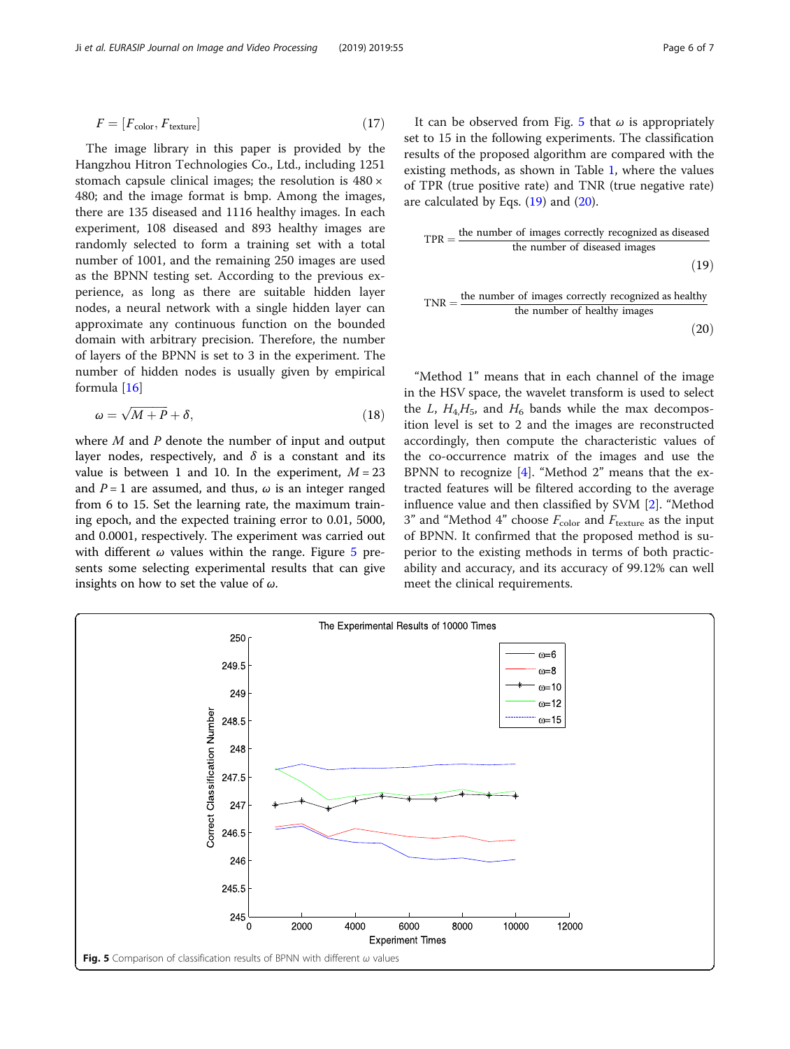$$F = [F_{\text{color}}, F_{\text{texture}}] \tag{17}$$

The image library in this paper is provided by the Hangzhou Hitron Technologies Co., Ltd., including 1251 stomach capsule clinical images; the resolution is 480 × 480; and the image format is bmp. Among the images, there are 135 diseased and 1116 healthy images. In each experiment, 108 diseased and 893 healthy images are randomly selected to form a training set with a total number of 1001, and the remaining 250 images are used as the BPNN testing set. According to the previous experience, as long as there are suitable hidden layer nodes, a neural network with a single hidden layer can approximate any continuous function on the bounded domain with arbitrary precision. Therefore, the number of layers of the BPNN is set to 3 in the experiment. The number of hidden nodes is usually given by empirical formula [16]

$$\omega = \sqrt{M + P} + \delta, \tag{18}$$

where $M$ and $P$ denote the number of input and output layer nodes, respectively, and $\delta$ is a constant and its value is between 1 and 10. In the experiment, $M = 23$ and $P = 1$ are assumed, and thus, $\omega$ is an integer ranged from 6 to 15. Set the learning rate, the maximum training epoch, and the expected training error to 0.01, 5000, and 0.0001, respectively. The experiment was carried out with different $\omega$ values within the range. Figure 5 presents some selecting experimental results that can give insights on how to set the value of $\omega$.

It can be observed from Fig. 5 that $\omega$ is appropriately set to 15 in the following experiments. The classification results of the proposed algorithm are compared with the existing methods, as shown in Table 1, where the values of TPR (true positive rate) and TNR (true negative rate) are calculated by Eqs. (19) and (20).

$$\text{TPR} = \frac{\text{the number of images correctly recognized as diseased}}{\text{the number of diseased images}} \tag{19}$$

$$\text{TNR} = \frac{\text{the number of images correctly recognized as healthy}}{\text{the number of healthy images}} \tag{20}$$

"Method 1" means that in each channel of the image in the HSV space, the wavelet transform is used to select the $L$, $H_4$, $H_5$, and $H_6$ bands while the max decomposition level is set to 2 and the images are reconstructed accordingly, then compute the characteristic values of the co-occurrence matrix of the images and use the BPNN to recognize [4]. "Method 2" means that the extracted features will be filtered according to the average influence value and then classified by SVM [2]. "Method 3" and "Method 4" choose $F_{\text{color}}$ and $F_{\text{texture}}$ as the input of BPNN. It confirmed that the proposed method is superior to the existing methods in terms of both practicability and accuracy, and its accuracy of 99.12% can well meet the clinical requirements.

**Fig. 5** Comparison of classification results of BPNN with different $\omega$ values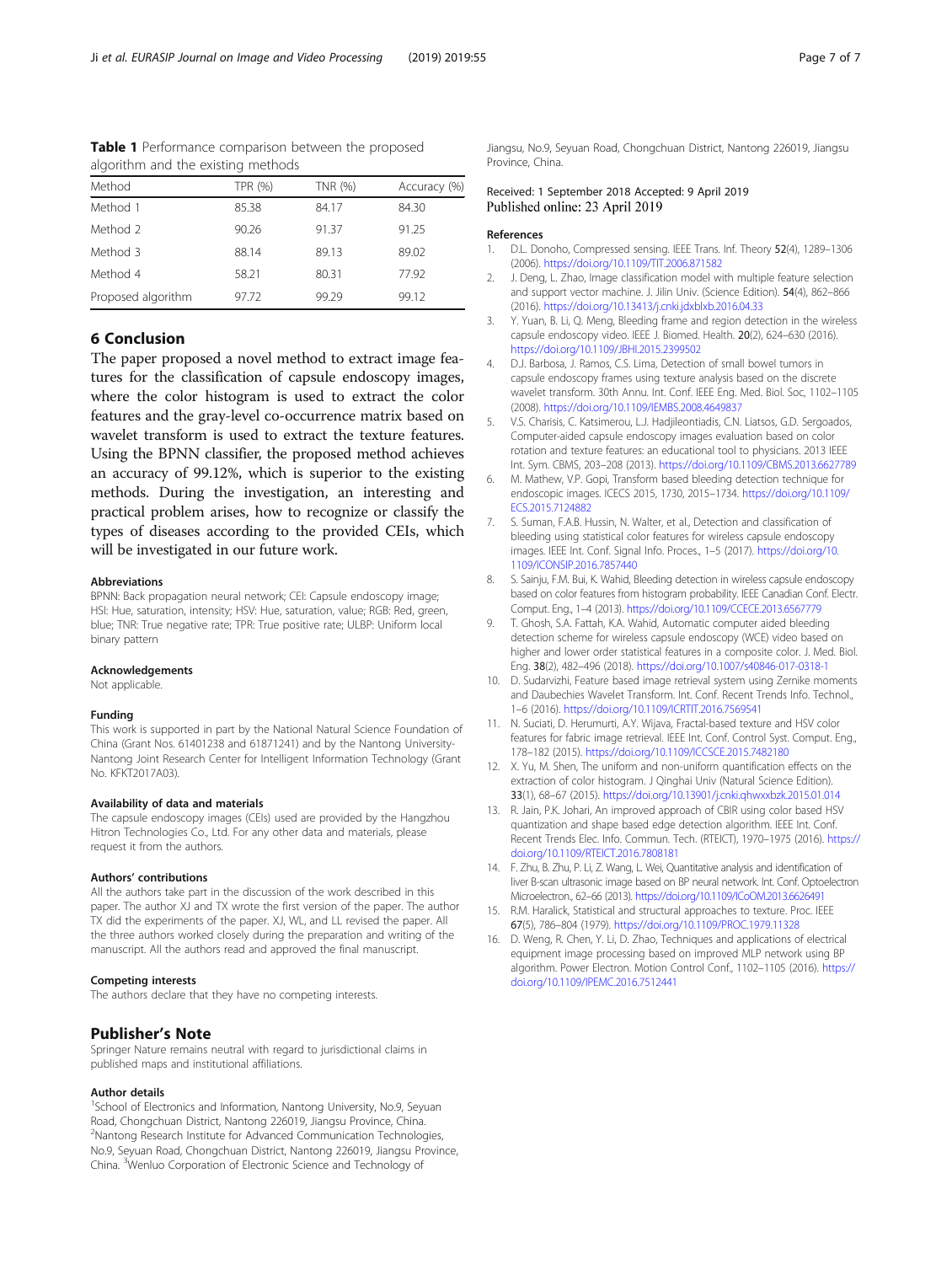**Table 1** Performance comparison between the proposed algorithm and the existing methods

| Method | TPR (%) | TNR (%) | Accuracy (%) |
|---|---|---|---|
| Method 1 | 85.38 | 84.17 | 84.30 |
| Method 2 | 90.26 | 91.37 | 91.25 |
| Method 3 | 88.14 | 89.13 | 89.02 |
| Method 4 | 58.21 | 80.31 | 77.92 |
| Proposed algorithm | 97.72 | 99.29 | 99.12 |

## 6 Conclusion

The paper proposed a novel method to extract image features for the classification of capsule endoscopy images, where the color histogram is used to extract the color features and the gray-level co-occurrence matrix based on wavelet transform is used to extract the texture features. Using the BPNN classifier, the proposed method achieves an accuracy of 99.12%, which is superior to the existing methods. During the investigation, an interesting and practical problem arises, how to recognize or classify the types of diseases according to the provided CEIs, which will be investigated in our future work.

#### Abbreviations

BPNN: Back propagation neural network; CEI: Capsule endoscopy image; HSI: Hue, saturation, intensity; HSV: Hue, saturation, value; RGB: Red, green, blue; TNR: True negative rate; TPR: True positive rate; ULBP: Uniform local binary pattern

#### Acknowledgements

Not applicable.

#### Funding

This work is supported in part by the National Natural Science Foundation of China (Grant Nos. 61401238 and 61871241) and by the Nantong University-Nantong Joint Research Center for Intelligent Information Technology (Grant No. KFKT2017A03).

#### Availability of data and materials

The capsule endoscopy images (CEIs) used are provided by the Hangzhou Hitron Technologies Co., Ltd. For any other data and materials, please request it from the authors.

#### Authors' contributions

All the authors take part in the discussion of the work described in this paper. The author XJ and TX wrote the first version of the paper. The author TX did the experiments of the paper. XJ, WL, and LL revised the paper. All the three authors worked closely during the preparation and writing of the manuscript. All the authors read and approved the final manuscript.

#### Competing interests

The authors declare that they have no competing interests.

## Publisher's Note

Springer Nature remains neutral with regard to jurisdictional claims in published maps and institutional affiliations.

#### Author details

[1]School of Electronics and Information, Nantong University, No.9, Seyuan Road, Chongchuan District, Nantong 226019, Jiangsu Province, China. [2]Nantong Research Institute for Advanced Communication Technologies, No.9, Seyuan Road, Chongchuan District, Nantong 226019, Jiangsu Province, China. [3]Wenluo Corporation of Electronic Science and Technology of Jiangsu, No.9, Seyuan Road, Chongchuan District, Nantong 226019, Jiangsu Province, China.

Received: 1 September 2018 Accepted: 9 April 2019
Published online: 23 April 2019

#### References

1. D.L. Donoho, Compressed sensing. IEEE Trans. Inf. Theory **52**(4), 1289–1306 (2006). https://doi.org/10.1109/TIT.2006.871582
2. J. Deng, L. Zhao, Image classification model with multiple feature selection and support vector machine. J. Jilin Univ. (Science Edition). **54**(4), 862–866 (2016). https://doi.org/10.13413/j.cnki.jdxblxb.2016.04.33
3. Y. Yuan, B. Li, Q. Meng, Bleeding frame and region detection in the wireless capsule endoscopy video. IEEE J. Biomed. Health. **20**(2), 624–630 (2016). https://doi.org/10.1109/JBHI.2015.2399502
4. D.J. Barbosa, J. Ramos, C.S. Lima, Detection of small bowel tumors in capsule endoscopy frames using texture analysis based on the discrete wavelet transform. 30th Annu. Int. Conf. IEEE Eng. Med. Biol. Soc, 1102–1105 (2008). https://doi.org/10.1109/IEMBS.2008.4649837
5. V.S. Charisis, C. Katsimerou, L.J. Hadjileontiadis, C.N. Liatsos, G.D. Sergoados, Computer-aided capsule endoscopy images evaluation based on color rotation and texture features: an educational tool to physicians. 2013 IEEE Int. Sym. CBMS, 203–208 (2013). https://doi.org/10.1109/CBMS.2013.6627789
6. M. Mathew, V.P. Gopi, Transform based bleeding detection technique for endoscopic images. ICECS 2015, 1730, 2015–1734. https://doi.org/10.1109/ECS.2015.7124882
7. S. Suman, F.A.B. Hussin, N. Walter, et al., Detection and classification of bleeding using statistical color features for wireless capsule endoscopy images. IEEE Int. Conf. Signal Info. Proces., 1–5 (2017). https://doi.org/10.1109/ICONSIP.2016.7857440
8. S. Sainju, F.M. Bui, K. Wahid, Bleeding detection in wireless capsule endoscopy based on color features from histogram probability. IEEE Canadian Conf. Electr. Comput. Eng., 1–4 (2013). https://doi.org/10.1109/CCECE.2013.6567779
9. T. Ghosh, S.A. Fattah, K.A. Wahid, Automatic computer aided bleeding detection scheme for wireless capsule endoscopy (WCE) video based on higher and lower order statistical features in a composite color. J. Med. Biol. Eng. **38**(2), 482–496 (2018). https://doi.org/10.1007/s40846-017-0318-1
10. D. Sudarvizhi, Feature based image retrieval system using Zernike moments and Daubechies Wavelet Transform. Int. Conf. Recent Trends Info. Technol., 1–6 (2016). https://doi.org/10.1109/ICRTIT.2016.7569541
11. N. Suciati, D. Herumurti, A.Y. Wijava, Fractal-based texture and HSV color features for fabric image retrieval. IEEE Int. Conf. Control Syst. Comput. Eng., 178–182 (2015). https://doi.org/10.1109/ICCSCE.2015.7482180
12. X. Yu, M. Shen, The uniform and non-uniform quantification effects on the extraction of color histogram. J Qinghai Univ (Natural Science Edition). **33**(1), 68–67 (2015). https://doi.org/10.13901/j.cnki.qhwxxbzk.2015.01.014
13. R. Jain, P.K. Johari, An improved approach of CBIR using color based HSV quantization and shape based edge detection algorithm. IEEE Int. Conf. Recent Trends Elec. Info. Commun. Tech. (RTEICT), 1970–1975 (2016). https://doi.org/10.1109/RTEICT.2016.7808181
14. F. Zhu, B. Zhu, P. Li, Z. Wang, L. Wei, Quantitative analysis and identification of liver B-scan ultrasonic image based on BP neural network. Int. Conf. Optoelectron Microelectron., 62–66 (2013). https://doi.org/10.1109/ICoOM.2013.6626491
15. R.M. Haralick, Statistical and structural approaches to texture. Proc. IEEE **67**(5), 786–804 (1979). https://doi.org/10.1109/PROC.1979.11328
16. D. Weng, R. Chen, Y. Li, D. Zhao, Techniques and applications of electrical equipment image processing based on improved MLP network using BP algorithm. Power Electron. Motion Control Conf., 1102–1105 (2016). https://doi.org/10.1109/IPEMC.2016.7512441